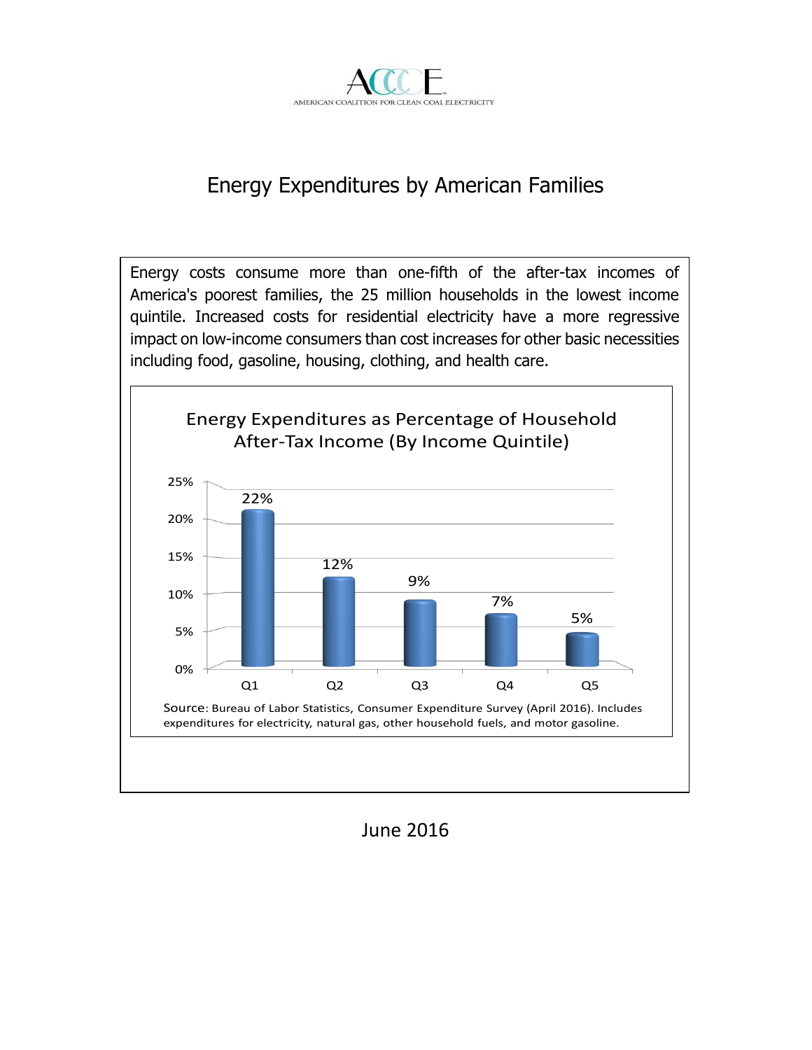AMERICAN COALITION FOR CLEAN COAL ELECTRICITY

# Energy Expenditures by American Families

Energy costs consume more than one-fifth of the after-tax incomes of America's poorest families, the 25 million households in the lowest income quintile. Increased costs for residential electricity have a more regressive impact on low-income consumers than cost increases for other basic necessities including food, gasoline, housing, clothing, and health care.

**Energy Expenditures as Percentage of Household After-Tax Income (By Income Quintile)**

| Quintile | Percentage |
| --- | --- |
| Q1 | 22% |
| Q2 | 12% |
| Q3 | 9% |
| Q4 | 7% |
| Q5 | 5% |

Source: Bureau of Labor Statistics, Consumer Expenditure Survey (April 2016). Includes expenditures for electricity, natural gas, other household fuels, and motor gasoline.

June 2016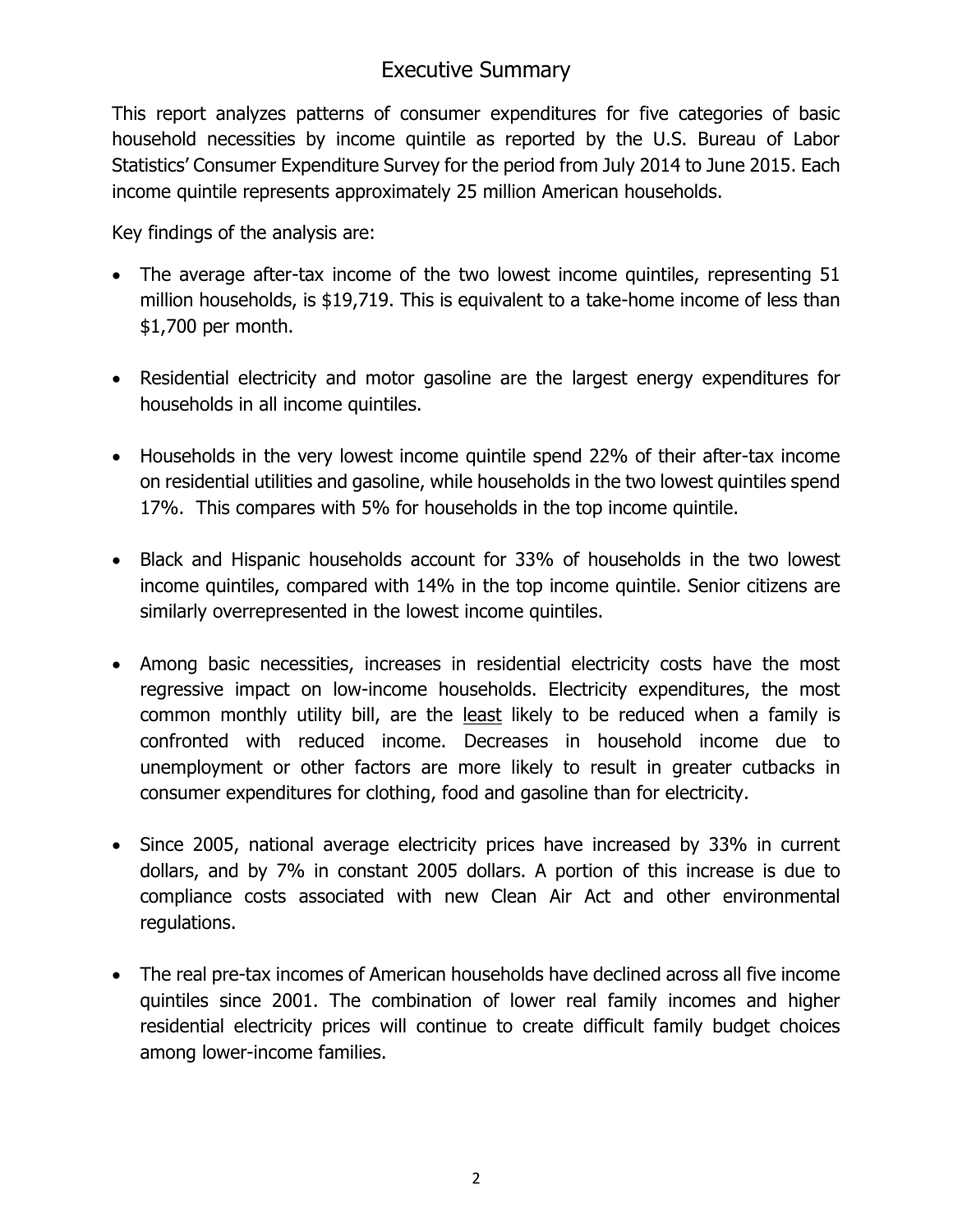# Executive Summary

This report analyzes patterns of consumer expenditures for five categories of basic household necessities by income quintile as reported by the U.S. Bureau of Labor Statistics' Consumer Expenditure Survey for the period from July 2014 to June 2015. Each income quintile represents approximately 25 million American households.

Key findings of the analysis are:

- The average after-tax income of the two lowest income quintiles, representing 51 million households, is $19,719. This is equivalent to a take-home income of less than $1,700 per month.
- Residential electricity and motor gasoline are the largest energy expenditures for households in all income quintiles.
- Households in the very lowest income quintile spend 22% of their after-tax income on residential utilities and gasoline, while households in the two lowest quintiles spend 17%. This compares with 5% for households in the top income quintile.
- Black and Hispanic households account for 33% of households in the two lowest income quintiles, compared with 14% in the top income quintile. Senior citizens are similarly overrepresented in the lowest income quintiles.
- Among basic necessities, increases in residential electricity costs have the most regressive impact on low-income households. Electricity expenditures, the most common monthly utility bill, are the <u>least</u> likely to be reduced when a family is confronted with reduced income. Decreases in household income due to unemployment or other factors are more likely to result in greater cutbacks in consumer expenditures for clothing, food and gasoline than for electricity.
- Since 2005, national average electricity prices have increased by 33% in current dollars, and by 7% in constant 2005 dollars. A portion of this increase is due to compliance costs associated with new Clean Air Act and other environmental regulations.
- The real pre-tax incomes of American households have declined across all five income quintiles since 2001. The combination of lower real family incomes and higher residential electricity prices will continue to create difficult family budget choices among lower-income families.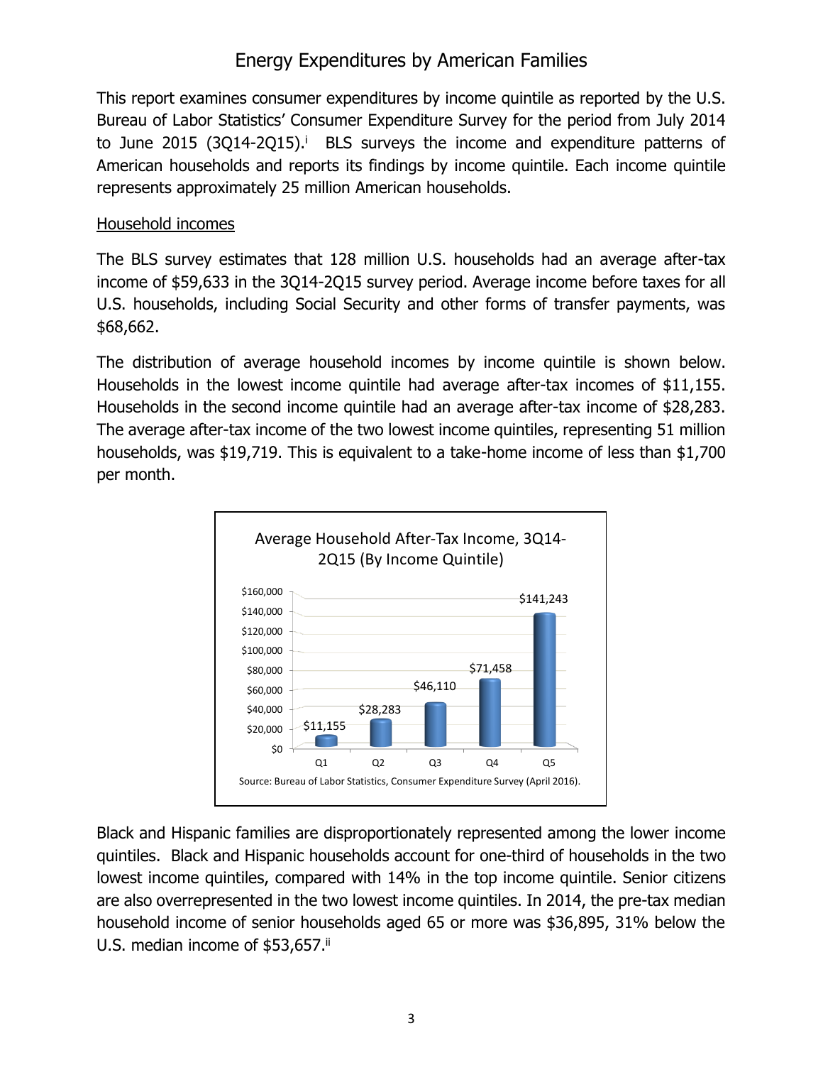# Energy Expenditures by American Families

This report examines consumer expenditures by income quintile as reported by the U.S. Bureau of Labor Statistics' Consumer Expenditure Survey for the period from July 2014 to June 2015 (3Q14-2Q15).[i] BLS surveys the income and expenditure patterns of American households and reports its findings by income quintile. Each income quintile represents approximately 25 million American households.

## Household incomes

The BLS survey estimates that 128 million U.S. households had an average after-tax income of $59,633 in the 3Q14-2Q15 survey period. Average income before taxes for all U.S. households, including Social Security and other forms of transfer payments, was $68,662.

The distribution of average household incomes by income quintile is shown below. Households in the lowest income quintile had average after-tax incomes of $11,155. Households in the second income quintile had an average after-tax income of $28,283. The average after-tax income of the two lowest income quintiles, representing 51 million households, was $19,719. This is equivalent to a take-home income of less than $1,700 per month.

Average Household After-Tax Income, 3Q14-2Q15 (By Income Quintile)

| Quintile | Average After-Tax Income |
| --- | --- |
| Q1 | $11,155 |
| Q2 | $28,283 |
| Q3 | $46,110 |
| Q4 | $71,458 |
| Q5 | $141,243 |

Source: Bureau of Labor Statistics, Consumer Expenditure Survey (April 2016).

Black and Hispanic families are disproportionately represented among the lower income quintiles. Black and Hispanic households account for one-third of households in the two lowest income quintiles, compared with 14% in the top income quintile. Senior citizens are also overrepresented in the two lowest income quintiles. In 2014, the pre-tax median household income of senior households aged 65 or more was $36,895, 31% below the U.S. median income of $53,657.[ii]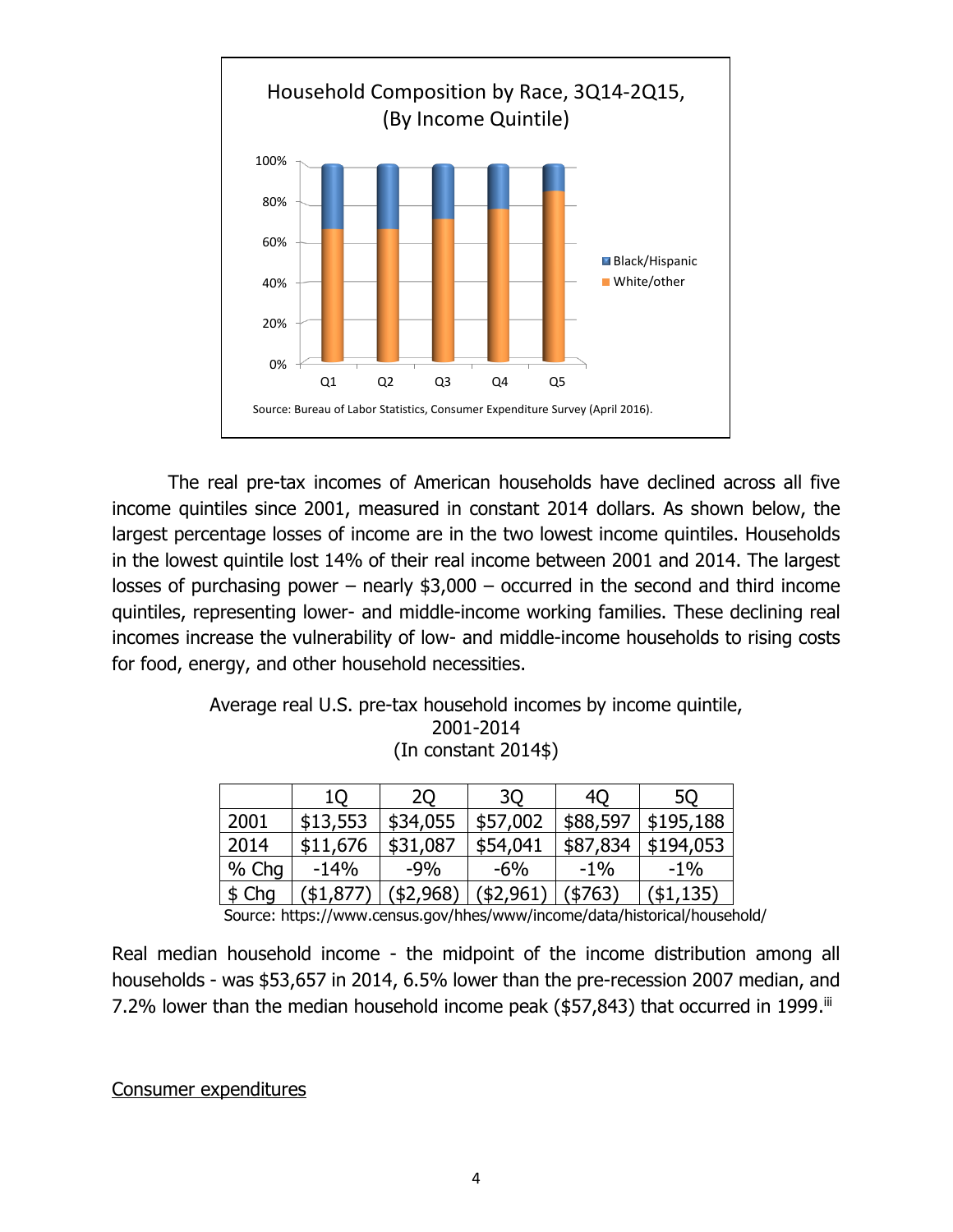Household Composition by Race, 3Q14-2Q15, (By Income Quintile)

Source: Bureau of Labor Statistics, Consumer Expenditure Survey (April 2016).

The real pre-tax incomes of American households have declined across all five income quintiles since 2001, measured in constant 2014 dollars. As shown below, the largest percentage losses of income are in the two lowest income quintiles. Households in the lowest quintile lost 14% of their real income between 2001 and 2014. The largest losses of purchasing power – nearly $3,000 – occurred in the second and third income quintiles, representing lower- and middle-income working families. These declining real incomes increase the vulnerability of low- and middle-income households to rising costs for food, energy, and other household necessities.

Average real U.S. pre-tax household incomes by income quintile, 2001-2014 (In constant 2014$)

| | 1Q | 2Q | 3Q | 4Q | 5Q |
|---|---|---|---|---|---|
| 2001 | $13,553 | $34,055 | $57,002 | $88,597 | $195,188 |
| 2014 | $11,676 | $31,087 | $54,041 | $87,834 | $194,053 |
| % Chg | -14% | -9% | -6% | -1% | -1% |
| $ Chg | ($1,877) | ($2,968) | ($2,961) | ($763) | ($1,135) |

Source: https://www.census.gov/hhes/www/income/data/historical/household/

Real median household income - the midpoint of the income distribution among all households - was $53,657 in 2014, 6.5% lower than the pre-recession 2007 median, and 7.2% lower than the median household income peak ($57,843) that occurred in 1999.[iii]

Consumer expenditures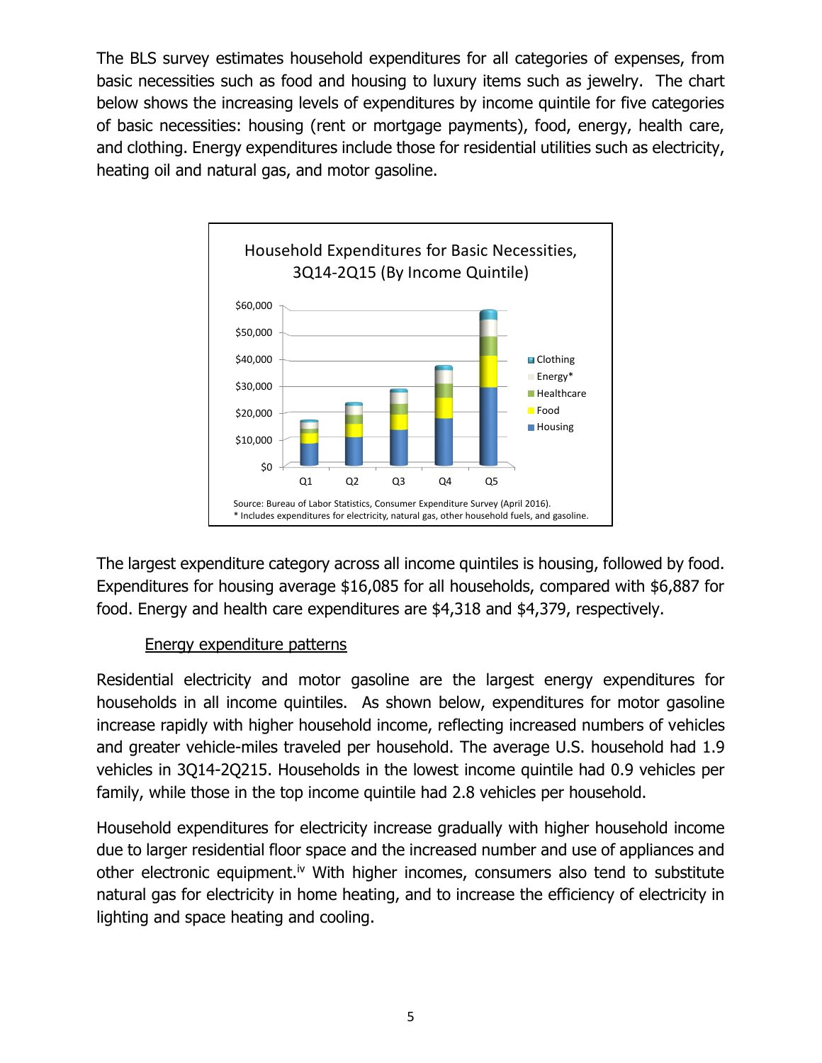The BLS survey estimates household expenditures for all categories of expenses, from basic necessities such as food and housing to luxury items such as jewelry. The chart below shows the increasing levels of expenditures by income quintile for five categories of basic necessities: housing (rent or mortgage payments), food, energy, health care, and clothing. Energy expenditures include those for residential utilities such as electricity, heating oil and natural gas, and motor gasoline.

Household Expenditures for Basic Necessities, 3Q14-2Q15 (By Income Quintile)

Source: Bureau of Labor Statistics, Consumer Expenditure Survey (April 2016).
* Includes expenditures for electricity, natural gas, other household fuels, and gasoline.

The largest expenditure category across all income quintiles is housing, followed by food. Expenditures for housing average $16,085 for all households, compared with $6,887 for food. Energy and health care expenditures are $4,318 and $4,379, respectively.

## Energy expenditure patterns

Residential electricity and motor gasoline are the largest energy expenditures for households in all income quintiles. As shown below, expenditures for motor gasoline increase rapidly with higher household income, reflecting increased numbers of vehicles and greater vehicle-miles traveled per household. The average U.S. household had 1.9 vehicles in 3Q14-2Q215. Households in the lowest income quintile had 0.9 vehicles per family, while those in the top income quintile had 2.8 vehicles per household.

Household expenditures for electricity increase gradually with higher household income due to larger residential floor space and the increased number and use of appliances and other electronic equipment.[iv] With higher incomes, consumers also tend to substitute natural gas for electricity in home heating, and to increase the efficiency of electricity in lighting and space heating and cooling.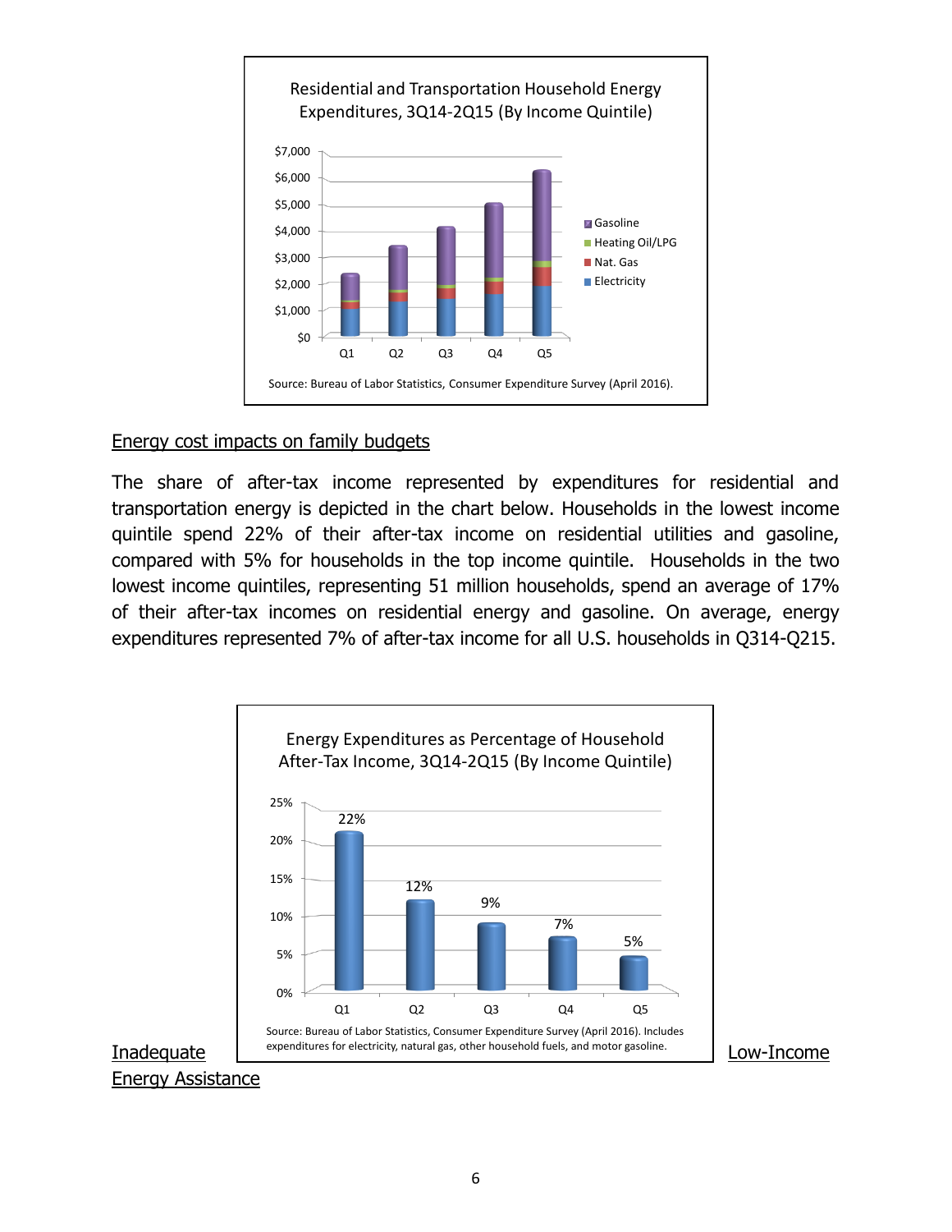Residential and Transportation Household Energy Expenditures, 3Q14-2Q15 (By Income Quintile)

Source: Bureau of Labor Statistics, Consumer Expenditure Survey (April 2016).

## Energy cost impacts on family budgets

The share of after-tax income represented by expenditures for residential and transportation energy is depicted in the chart below. Households in the lowest income quintile spend 22% of their after-tax income on residential utilities and gasoline, compared with 5% for households in the top income quintile. Households in the two lowest income quintiles, representing 51 million households, spend an average of 17% of their after-tax incomes on residential energy and gasoline. On average, energy expenditures represented 7% of after-tax income for all U.S. households in Q314-Q215.

Energy Expenditures as Percentage of Household After-Tax Income, 3Q14-2Q15 (By Income Quintile)

| Quintile | Q1 | Q2 | Q3 | Q4 | Q5 |
|---|---|---|---|---|---|
| % of After-Tax Income | 22% | 12% | 9% | 7% | 5% |

Source: Bureau of Labor Statistics, Consumer Expenditure Survey (April 2016). Includes expenditures for electricity, natural gas, other household fuels, and motor gasoline.

## Inadequate Low-Income Energy Assistance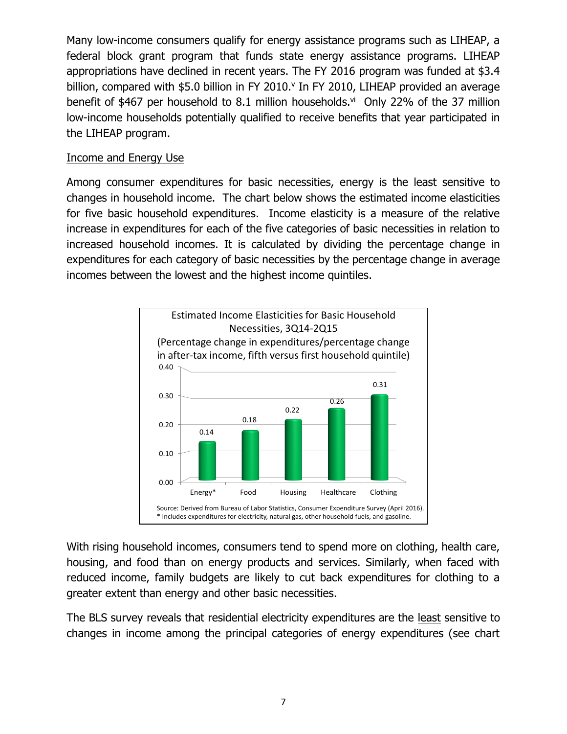Many low-income consumers qualify for energy assistance programs such as LIHEAP, a federal block grant program that funds state energy assistance programs. LIHEAP appropriations have declined in recent years. The FY 2016 program was funded at $3.4 billion, compared with $5.0 billion in FY 2010.[v] In FY 2010, LIHEAP provided an average benefit of $467 per household to 8.1 million households.[vi] Only 22% of the 37 million low-income households potentially qualified to receive benefits that year participated in the LIHEAP program.

Income and Energy Use

Among consumer expenditures for basic necessities, energy is the least sensitive to changes in household income. The chart below shows the estimated income elasticities for five basic household expenditures. Income elasticity is a measure of the relative increase in expenditures for each of the five categories of basic necessities in relation to increased household incomes. It is calculated by dividing the percentage change in expenditures for each category of basic necessities by the percentage change in average incomes between the lowest and the highest income quintiles.

Estimated Income Elasticities for Basic Household Necessities, 3Q14-2Q15

(Percentage change in expenditures/percentage change in after-tax income, fifth versus first household quintile)

| Category | Elasticity |
| --- | --- |
| Energy* | 0.14 |
| Food | 0.18 |
| Housing | 0.22 |
| Healthcare | 0.26 |
| Clothing | 0.31 |

Source: Derived from Bureau of Labor Statistics, Consumer Expenditure Survey (April 2016).
* Includes expenditures for electricity, natural gas, other household fuels, and gasoline.

With rising household incomes, consumers tend to spend more on clothing, health care, housing, and food than on energy products and services. Similarly, when faced with reduced income, family budgets are likely to cut back expenditures for clothing to a greater extent than energy and other basic necessities.

The BLS survey reveals that residential electricity expenditures are the least sensitive to changes in income among the principal categories of energy expenditures (see chart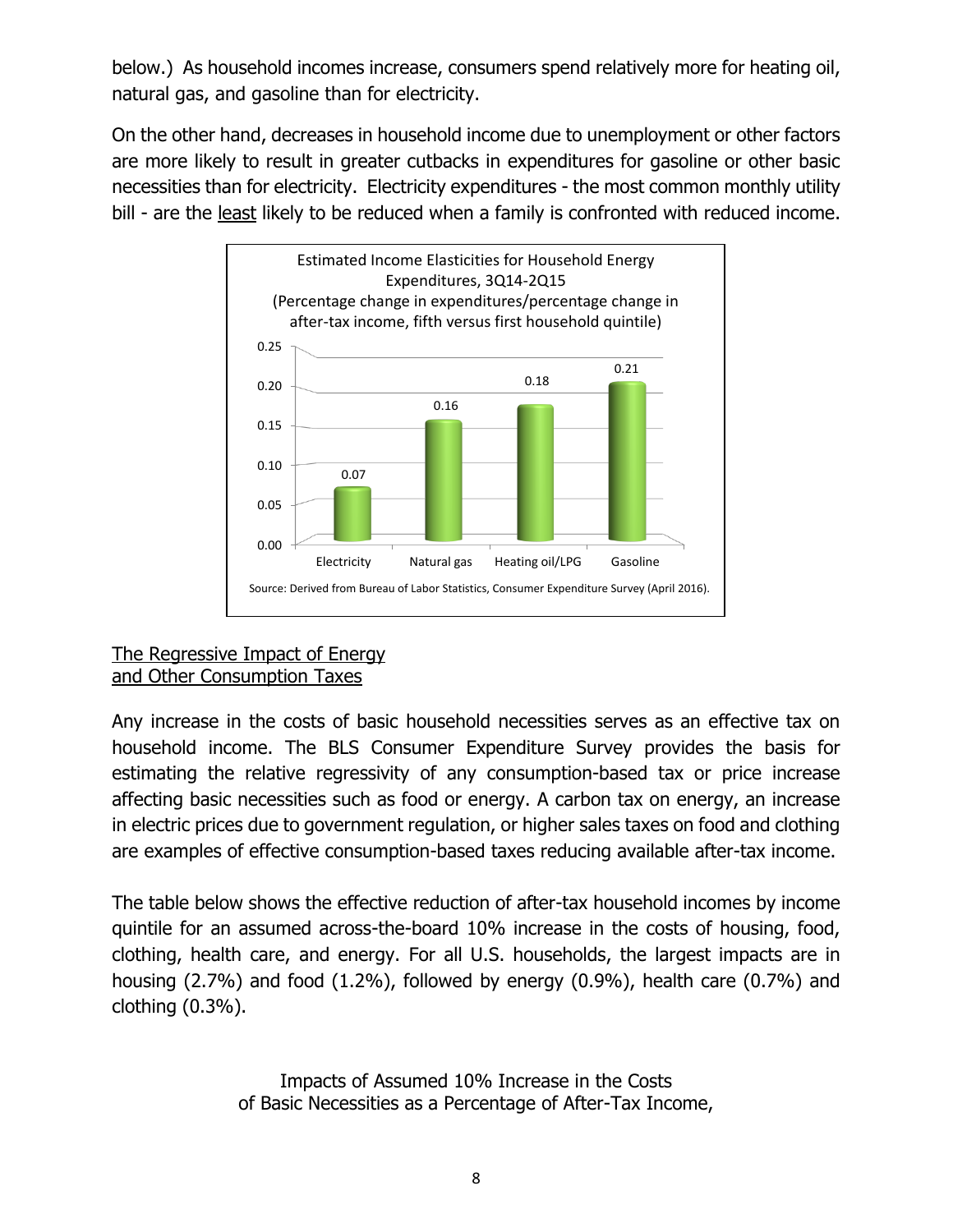below.) As household incomes increase, consumers spend relatively more for heating oil, natural gas, and gasoline than for electricity.

On the other hand, decreases in household income due to unemployment or other factors are more likely to result in greater cutbacks in expenditures for gasoline or other basic necessities than for electricity. Electricity expenditures - the most common monthly utility bill - are the least likely to be reduced when a family is confronted with reduced income.

Estimated Income Elasticities for Household Energy Expenditures, 3Q14-2Q15
(Percentage change in expenditures/percentage change in after-tax income, fifth versus first household quintile)

| | Electricity | Natural gas | Heating oil/LPG | Gasoline |
|---|---|---|---|---|
| Elasticity | 0.07 | 0.16 | 0.18 | 0.21 |

Source: Derived from Bureau of Labor Statistics, Consumer Expenditure Survey (April 2016).

## The Regressive Impact of Energy and Other Consumption Taxes

Any increase in the costs of basic household necessities serves as an effective tax on household income. The BLS Consumer Expenditure Survey provides the basis for estimating the relative regressivity of any consumption-based tax or price increase affecting basic necessities such as food or energy. A carbon tax on energy, an increase in electric prices due to government regulation, or higher sales taxes on food and clothing are examples of effective consumption-based taxes reducing available after-tax income.

The table below shows the effective reduction of after-tax household incomes by income quintile for an assumed across-the-board 10% increase in the costs of housing, food, clothing, health care, and energy. For all U.S. households, the largest impacts are in housing (2.7%) and food (1.2%), followed by energy (0.9%), health care (0.7%) and clothing (0.3%).

Impacts of Assumed 10% Increase in the Costs of Basic Necessities as a Percentage of After-Tax Income,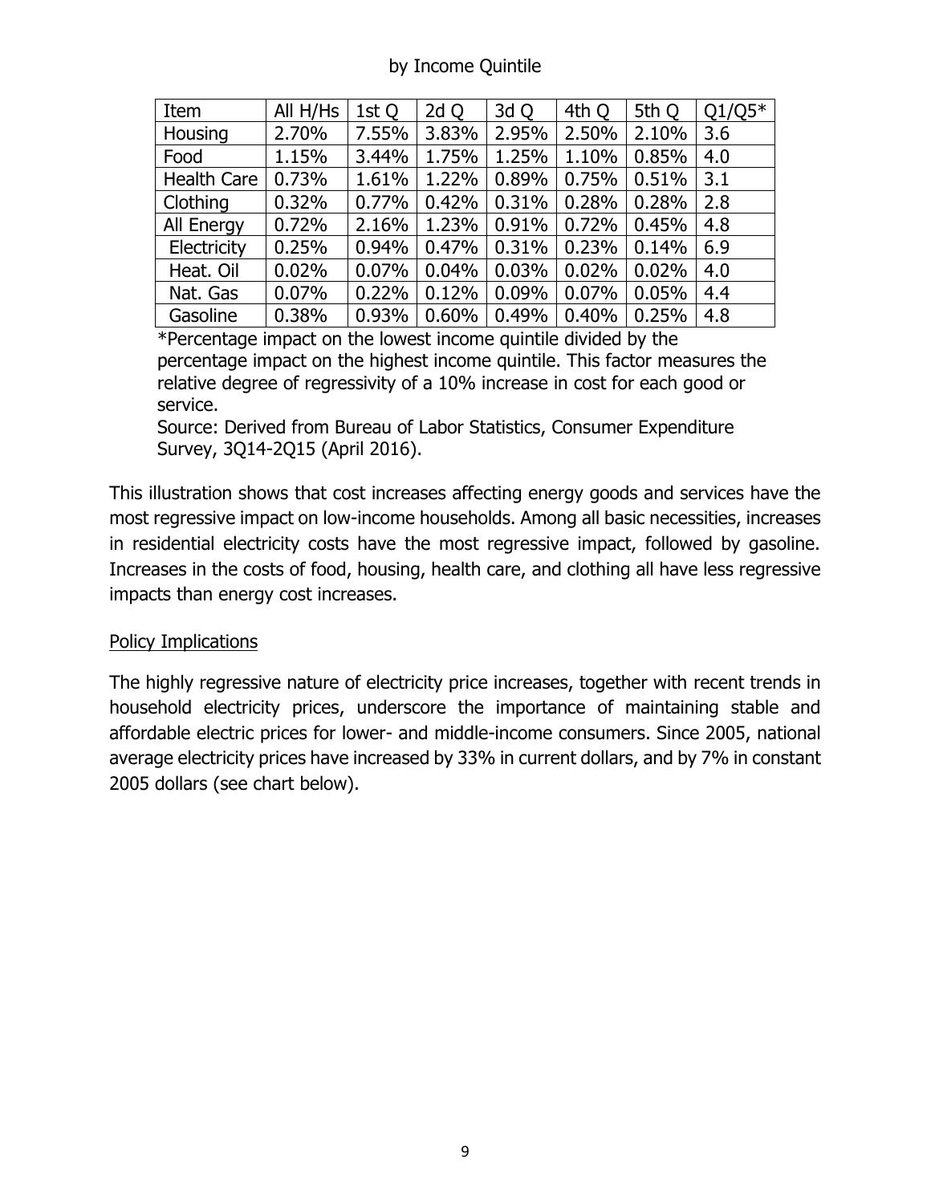by Income Quintile

| Item | All H/Hs | 1st Q | 2d Q | 3d Q | 4th Q | 5th Q | Q1/Q5* |
|---|---|---|---|---|---|---|---|
| Housing | 2.70% | 7.55% | 3.83% | 2.95% | 2.50% | 2.10% | 3.6 |
| Food | 1.15% | 3.44% | 1.75% | 1.25% | 1.10% | 0.85% | 4.0 |
| Health Care | 0.73% | 1.61% | 1.22% | 0.89% | 0.75% | 0.51% | 3.1 |
| Clothing | 0.32% | 0.77% | 0.42% | 0.31% | 0.28% | 0.28% | 2.8 |
| All Energy | 0.72% | 2.16% | 1.23% | 0.91% | 0.72% | 0.45% | 4.8 |
| Electricity | 0.25% | 0.94% | 0.47% | 0.31% | 0.23% | 0.14% | 6.9 |
| Heat. Oil | 0.02% | 0.07% | 0.04% | 0.03% | 0.02% | 0.02% | 4.0 |
| Nat. Gas | 0.07% | 0.22% | 0.12% | 0.09% | 0.07% | 0.05% | 4.4 |
| Gasoline | 0.38% | 0.93% | 0.60% | 0.49% | 0.40% | 0.25% | 4.8 |

*Percentage impact on the lowest income quintile divided by the percentage impact on the highest income quintile. This factor measures the relative degree of regressivity of a 10% increase in cost for each good or service.

Source: Derived from Bureau of Labor Statistics, Consumer Expenditure Survey, 3Q14-2Q15 (April 2016).

This illustration shows that cost increases affecting energy goods and services have the most regressive impact on low-income households. Among all basic necessities, increases in residential electricity costs have the most regressive impact, followed by gasoline. Increases in the costs of food, housing, health care, and clothing all have less regressive impacts than energy cost increases.

## Policy Implications

The highly regressive nature of electricity price increases, together with recent trends in household electricity prices, underscore the importance of maintaining stable and affordable electric prices for lower- and middle-income consumers. Since 2005, national average electricity prices have increased by 33% in current dollars, and by 7% in constant 2005 dollars (see chart below).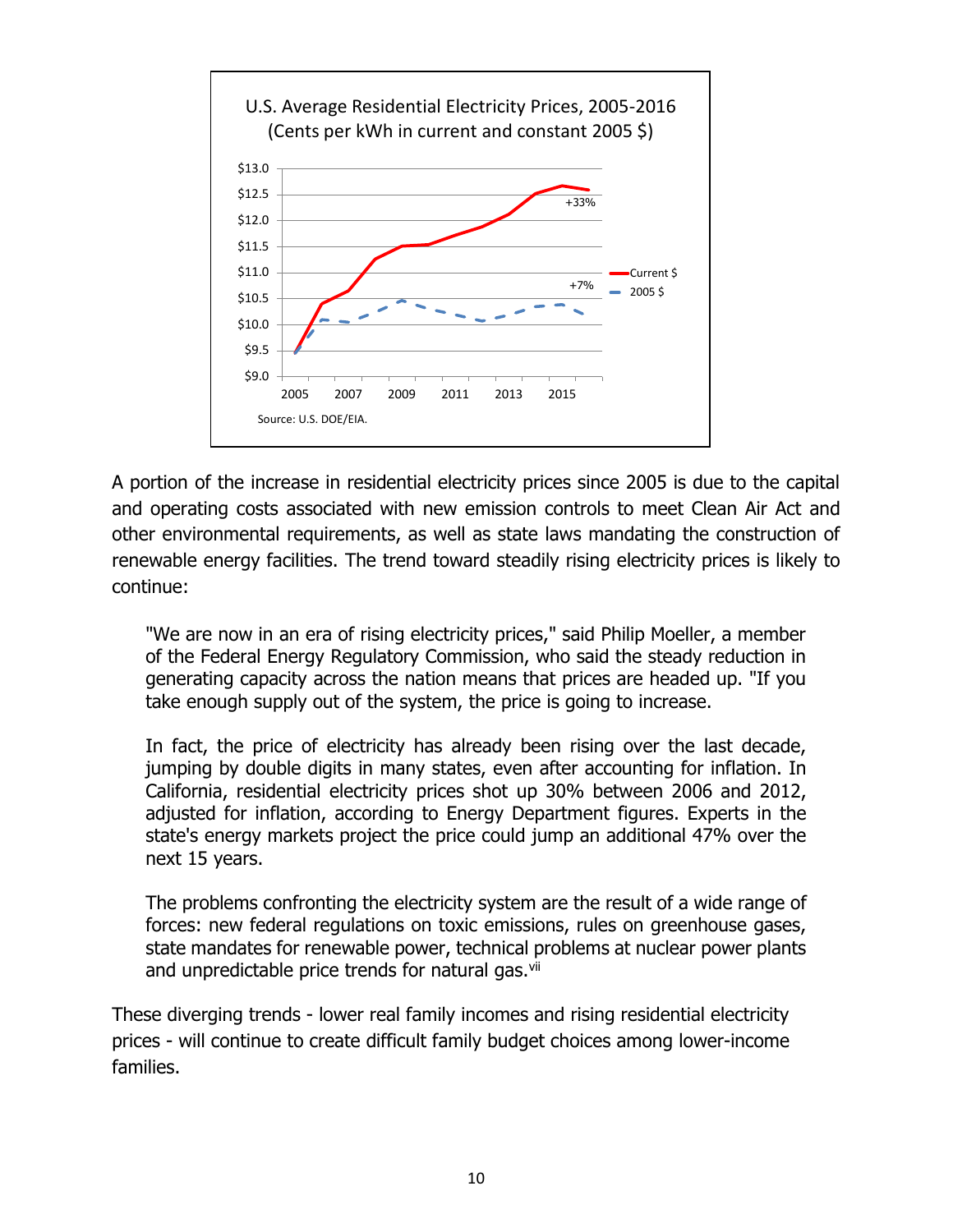U.S. Average Residential Electricity Prices, 2005-2016
(Cents per kWh in current and constant 2005 $)

Source: U.S. DOE/EIA.

A portion of the increase in residential electricity prices since 2005 is due to the capital and operating costs associated with new emission controls to meet Clean Air Act and other environmental requirements, as well as state laws mandating the construction of renewable energy facilities. The trend toward steadily rising electricity prices is likely to continue:

> "We are now in an era of rising electricity prices," said Philip Moeller, a member of the Federal Energy Regulatory Commission, who said the steady reduction in generating capacity across the nation means that prices are headed up. "If you take enough supply out of the system, the price is going to increase.
>
> In fact, the price of electricity has already been rising over the last decade, jumping by double digits in many states, even after accounting for inflation. In California, residential electricity prices shot up 30% between 2006 and 2012, adjusted for inflation, according to Energy Department figures. Experts in the state's energy markets project the price could jump an additional 47% over the next 15 years.
>
> The problems confronting the electricity system are the result of a wide range of forces: new federal regulations on toxic emissions, rules on greenhouse gases, state mandates for renewable power, technical problems at nuclear power plants and unpredictable price trends for natural gas.[vii]

These diverging trends - lower real family incomes and rising residential electricity prices - will continue to create difficult family budget choices among lower-income families.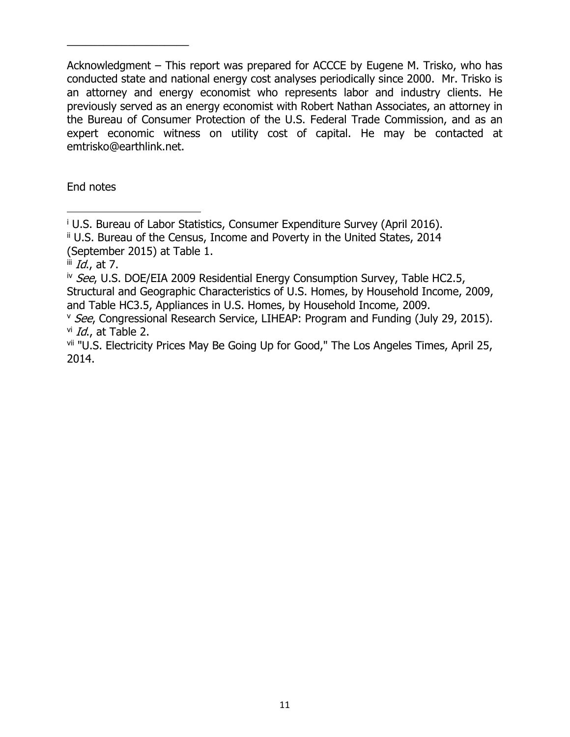---

Acknowledgment – This report was prepared for ACCCE by Eugene M. Trisko, who has conducted state and national energy cost analyses periodically since 2000. Mr. Trisko is an attorney and energy economist who represents labor and industry clients. He previously served as an energy economist with Robert Nathan Associates, an attorney in the Bureau of Consumer Protection of the U.S. Federal Trade Commission, and as an expert economic witness on utility cost of capital. He may be contacted at emtrisko@earthlink.net.

End notes

[i] U.S. Bureau of Labor Statistics, Consumer Expenditure Survey (April 2016).

[ii] U.S. Bureau of the Census, Income and Poverty in the United States, 2014 (September 2015) at Table 1.

[iii] *Id*., at 7.

[iv] *See*, U.S. DOE/EIA 2009 Residential Energy Consumption Survey, Table HC2.5, Structural and Geographic Characteristics of U.S. Homes, by Household Income, 2009, and Table HC3.5, Appliances in U.S. Homes, by Household Income, 2009.

[v] *See*, Congressional Research Service, LIHEAP: Program and Funding (July 29, 2015).

[vi] *Id*., at Table 2.

[vii] "U.S. Electricity Prices May Be Going Up for Good," The Los Angeles Times, April 25, 2014.